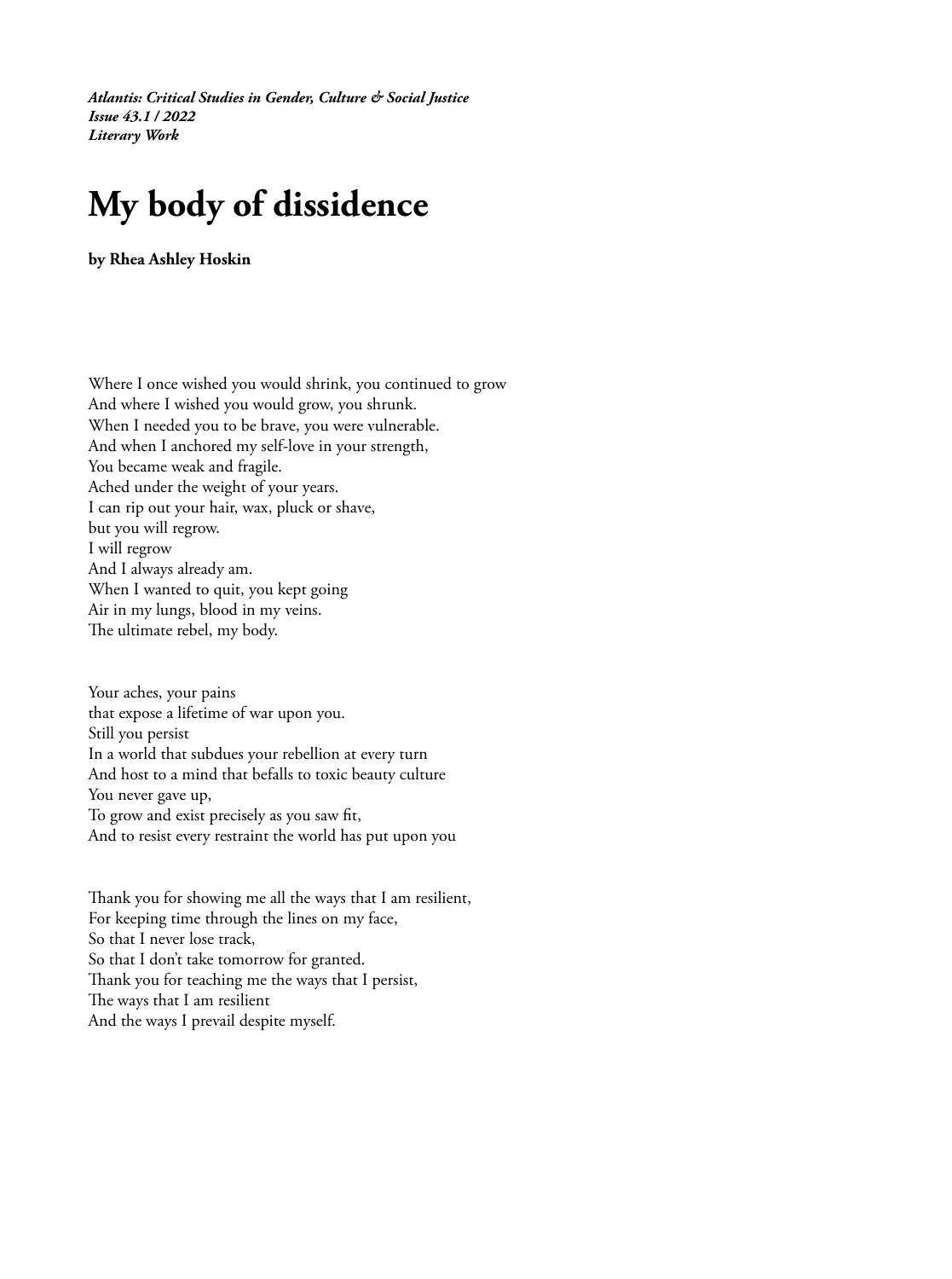# My body of dissidence

**by Rhea Ashley Hoskin**

Where I once wished you would shrink, you continued to grow  
And where I wished you would grow, you shrunk.  
When I needed you to be brave, you were vulnerable.  
And when I anchored my self-love in your strength,  
You became weak and fragile.  
Ached under the weight of your years.  
I can rip out your hair, wax, pluck or shave,  
but you will regrow.  
I will regrow  
And I always already am.  
When I wanted to quit, you kept going  
Air in my lungs, blood in my veins.  
The ultimate rebel, my body.

Your aches, your pains  
that expose a lifetime of war upon you.  
Still you persist  
In a world that subdues your rebellion at every turn  
And host to a mind that befalls to toxic beauty culture  
You never gave up,  
To grow and exist precisely as you saw fit,  
And to resist every restraint the world has put upon you

Thank you for showing me all the ways that I am resilient,  
For keeping time through the lines on my face,  
So that I never lose track,  
So that I don't take tomorrow for granted.  
Thank you for teaching me the ways that I persist,  
The ways that I am resilient  
And the ways I prevail despite myself.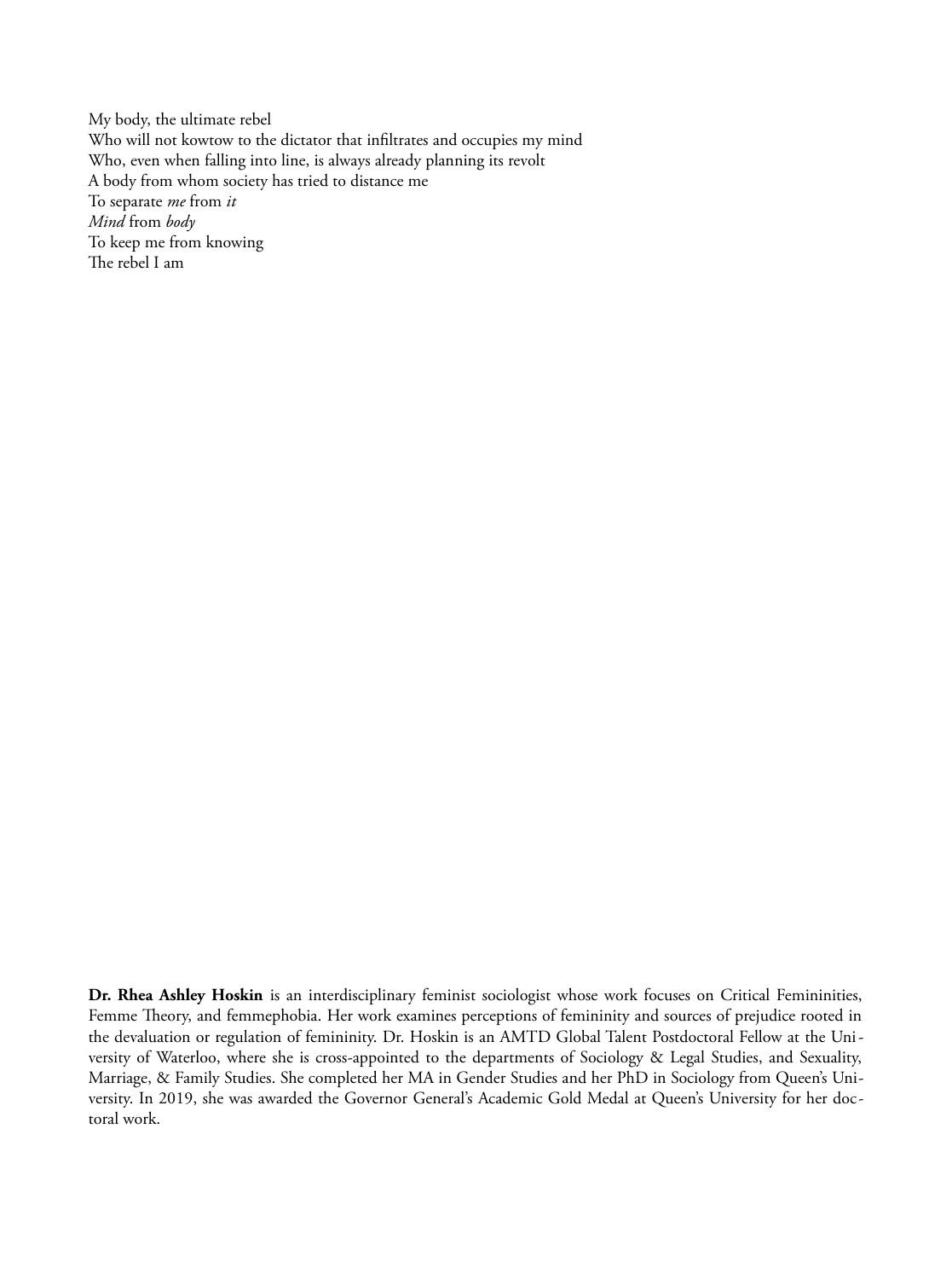My body, the ultimate rebel  
Who will not kowtow to the dictator that infiltrates and occupies my mind  
Who, even when falling into line, is always already planning its revolt  
A body from whom society has tried to distance me  
To separate *me* from *it*  
*Mind* from *body*  
To keep me from knowing  
The rebel I am

**Dr. Rhea Ashley Hoskin** is an interdisciplinary feminist sociologist whose work focuses on Critical Femininities, Femme Theory, and femmephobia. Her work examines perceptions of femininity and sources of prejudice rooted in the devaluation or regulation of femininity. Dr. Hoskin is an AMTD Global Talent Postdoctoral Fellow at the University of Waterloo, where she is cross-appointed to the departments of Sociology & Legal Studies, and Sexuality, Marriage, & Family Studies. She completed her MA in Gender Studies and her PhD in Sociology from Queen's University. In 2019, she was awarded the Governor General's Academic Gold Medal at Queen's University for her doctoral work.